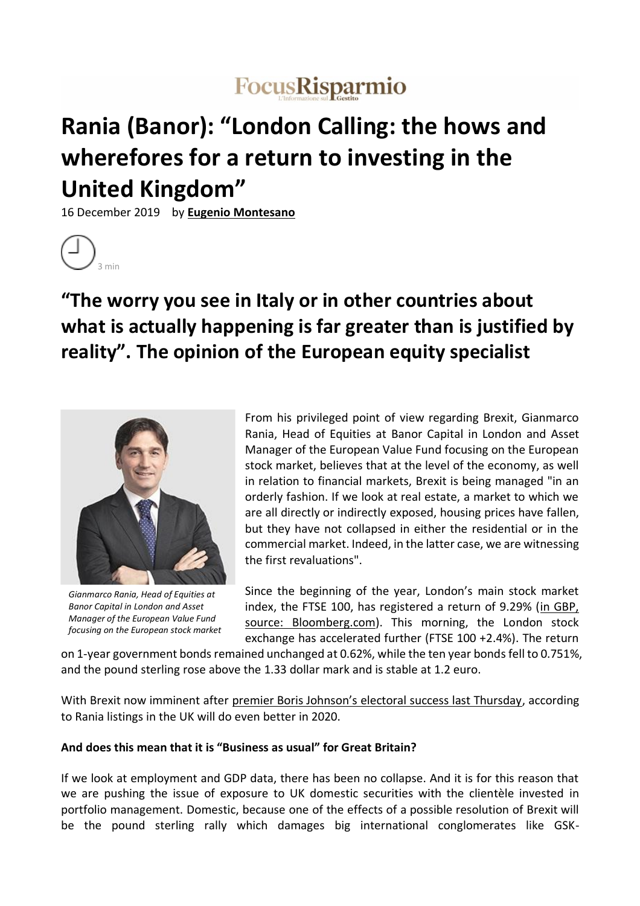FocusRisparmio

# Rania (Banor): "London Calling: the hows and wherefores for a return to investing in the United Kingdom"

16 December 2019 by **Eugenio Montesano**

3 min

## "The worry you see in Italy or in other countries about what is actually happening is far greater than is justified by reality". The opinion of the European equity specialist

*Gianmarco Rania, Head of Equities at Banor Capital in London and Asset Manager of the European Value Fund focusing on the European stock market*

From his privileged point of view regarding Brexit, Gianmarco Rania, Head of Equities at Banor Capital in London and Asset Manager of the European Value Fund focusing on the European stock market, believes that at the level of the economy, as well in relation to financial markets, Brexit is being managed "in an orderly fashion. If we look at real estate, a market to which we are all directly or indirectly exposed, housing prices have fallen, but they have not collapsed in either the residential or in the commercial market. Indeed, in the latter case, we are witnessing the first revaluations".

Since the beginning of the year, London's main stock market index, the FTSE 100, has registered a return of 9.29% (in GBP, source: Bloomberg.com). This morning, the London stock exchange has accelerated further (FTSE 100 +2.4%). The return on 1-year government bonds remained unchanged at 0.62%, while the ten year bonds fell to 0.751%, and the pound sterling rose above the 1.33 dollar mark and is stable at 1.2 euro.

With Brexit now imminent after premier Boris Johnson's electoral success last Thursday, according to Rania listings in the UK will do even better in 2020.

**And does this mean that it is "Business as usual" for Great Britain?**

If we look at employment and GDP data, there has been no collapse. And it is for this reason that we are pushing the issue of exposure to UK domestic securities with the clientèle invested in portfolio management. Domestic, because one of the effects of a possible resolution of Brexit will be the pound sterling rally which damages big international conglomerates like GSK-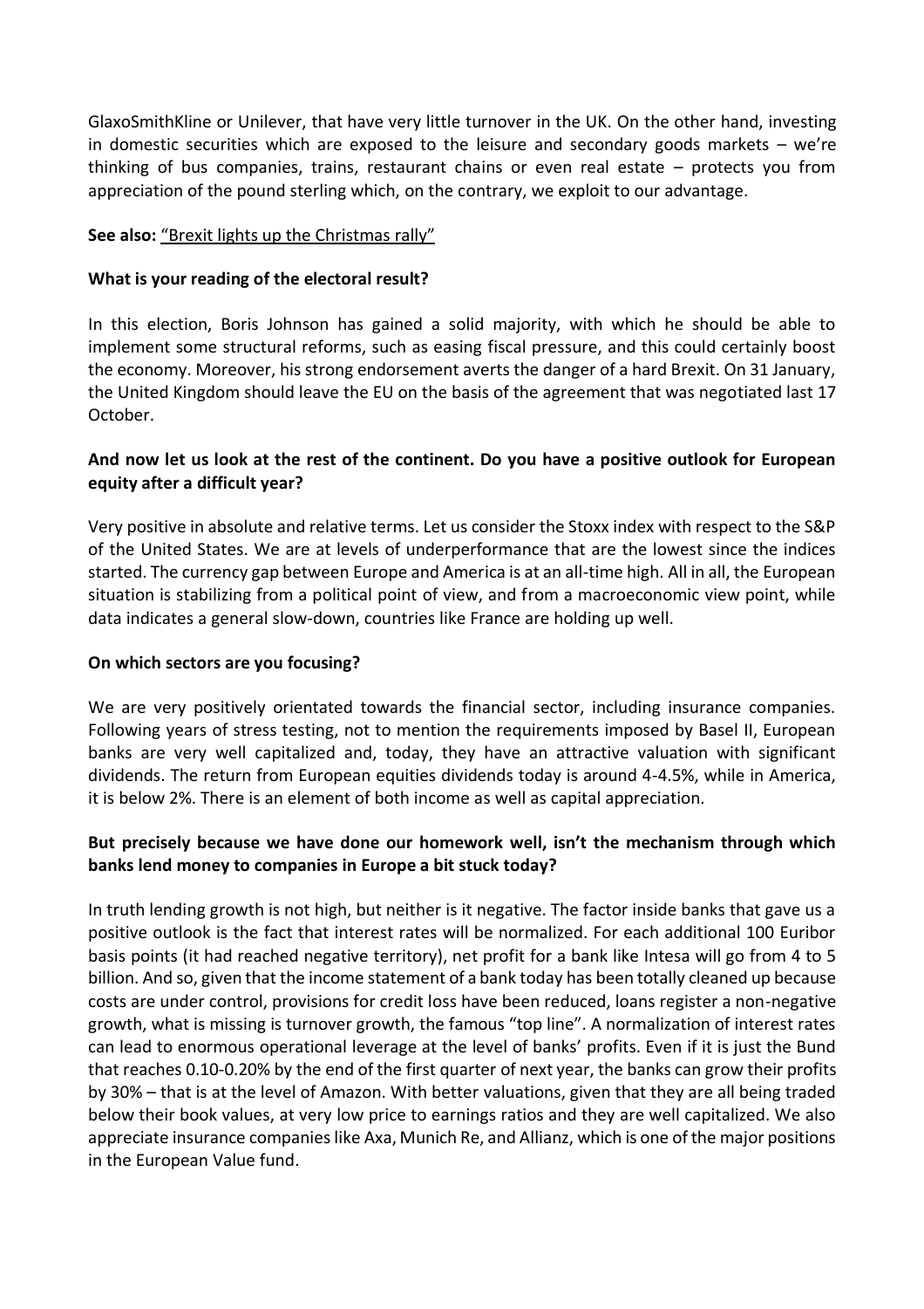GlaxoSmithKline or Unilever, that have very little turnover in the UK. On the other hand, investing in domestic securities which are exposed to the leisure and secondary goods markets – we're thinking of bus companies, trains, restaurant chains or even real estate – protects you from appreciation of the pound sterling which, on the contrary, we exploit to our advantage.

**See also:** "Brexit lights up the Christmas rally"

**What is your reading of the electoral result?**

In this election, Boris Johnson has gained a solid majority, with which he should be able to implement some structural reforms, such as easing fiscal pressure, and this could certainly boost the economy. Moreover, his strong endorsement averts the danger of a hard Brexit. On 31 January, the United Kingdom should leave the EU on the basis of the agreement that was negotiated last 17 October.

**And now let us look at the rest of the continent. Do you have a positive outlook for European equity after a difficult year?**

Very positive in absolute and relative terms. Let us consider the Stoxx index with respect to the S&P of the United States. We are at levels of underperformance that are the lowest since the indices started. The currency gap between Europe and America is at an all-time high. All in all, the European situation is stabilizing from a political point of view, and from a macroeconomic view point, while data indicates a general slow-down, countries like France are holding up well.

**On which sectors are you focusing?**

We are very positively orientated towards the financial sector, including insurance companies. Following years of stress testing, not to mention the requirements imposed by Basel II, European banks are very well capitalized and, today, they have an attractive valuation with significant dividends. The return from European equities dividends today is around 4-4.5%, while in America, it is below 2%. There is an element of both income as well as capital appreciation.

**But precisely because we have done our homework well, isn't the mechanism through which banks lend money to companies in Europe a bit stuck today?**

In truth lending growth is not high, but neither is it negative. The factor inside banks that gave us a positive outlook is the fact that interest rates will be normalized. For each additional 100 Euribor basis points (it had reached negative territory), net profit for a bank like Intesa will go from 4 to 5 billion. And so, given that the income statement of a bank today has been totally cleaned up because costs are under control, provisions for credit loss have been reduced, loans register a non-negative growth, what is missing is turnover growth, the famous "top line". A normalization of interest rates can lead to enormous operational leverage at the level of banks' profits. Even if it is just the Bund that reaches 0.10-0.20% by the end of the first quarter of next year, the banks can grow their profits by 30% – that is at the level of Amazon. With better valuations, given that they are all being traded below their book values, at very low price to earnings ratios and they are well capitalized. We also appreciate insurance companies like Axa, Munich Re, and Allianz, which is one of the major positions in the European Value fund.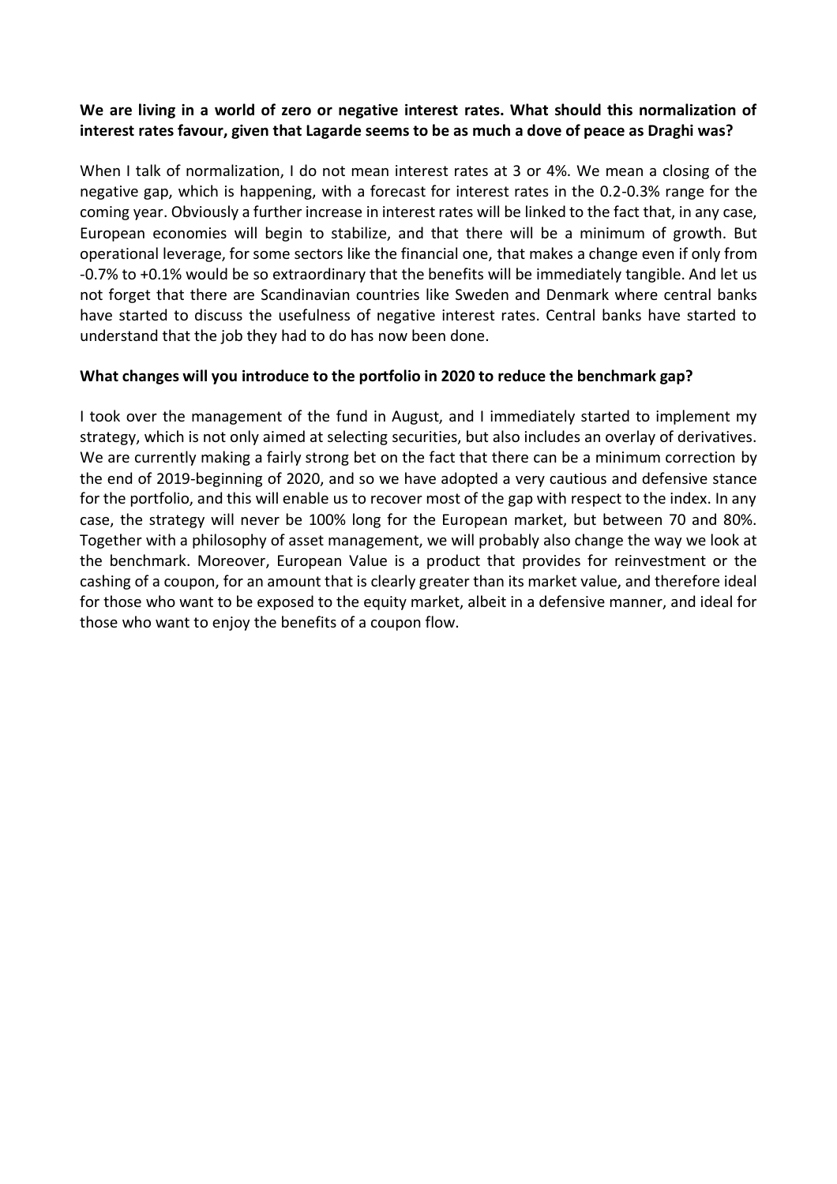**We are living in a world of zero or negative interest rates. What should this normalization of interest rates favour, given that Lagarde seems to be as much a dove of peace as Draghi was?**

When I talk of normalization, I do not mean interest rates at 3 or 4%. We mean a closing of the negative gap, which is happening, with a forecast for interest rates in the 0.2-0.3% range for the coming year. Obviously a further increase in interest rates will be linked to the fact that, in any case, European economies will begin to stabilize, and that there will be a minimum of growth. But operational leverage, for some sectors like the financial one, that makes a change even if only from -0.7% to +0.1% would be so extraordinary that the benefits will be immediately tangible. And let us not forget that there are Scandinavian countries like Sweden and Denmark where central banks have started to discuss the usefulness of negative interest rates. Central banks have started to understand that the job they had to do has now been done.

**What changes will you introduce to the portfolio in 2020 to reduce the benchmark gap?**

I took over the management of the fund in August, and I immediately started to implement my strategy, which is not only aimed at selecting securities, but also includes an overlay of derivatives. We are currently making a fairly strong bet on the fact that there can be a minimum correction by the end of 2019-beginning of 2020, and so we have adopted a very cautious and defensive stance for the portfolio, and this will enable us to recover most of the gap with respect to the index. In any case, the strategy will never be 100% long for the European market, but between 70 and 80%. Together with a philosophy of asset management, we will probably also change the way we look at the benchmark. Moreover, European Value is a product that provides for reinvestment or the cashing of a coupon, for an amount that is clearly greater than its market value, and therefore ideal for those who want to be exposed to the equity market, albeit in a defensive manner, and ideal for those who want to enjoy the benefits of a coupon flow.